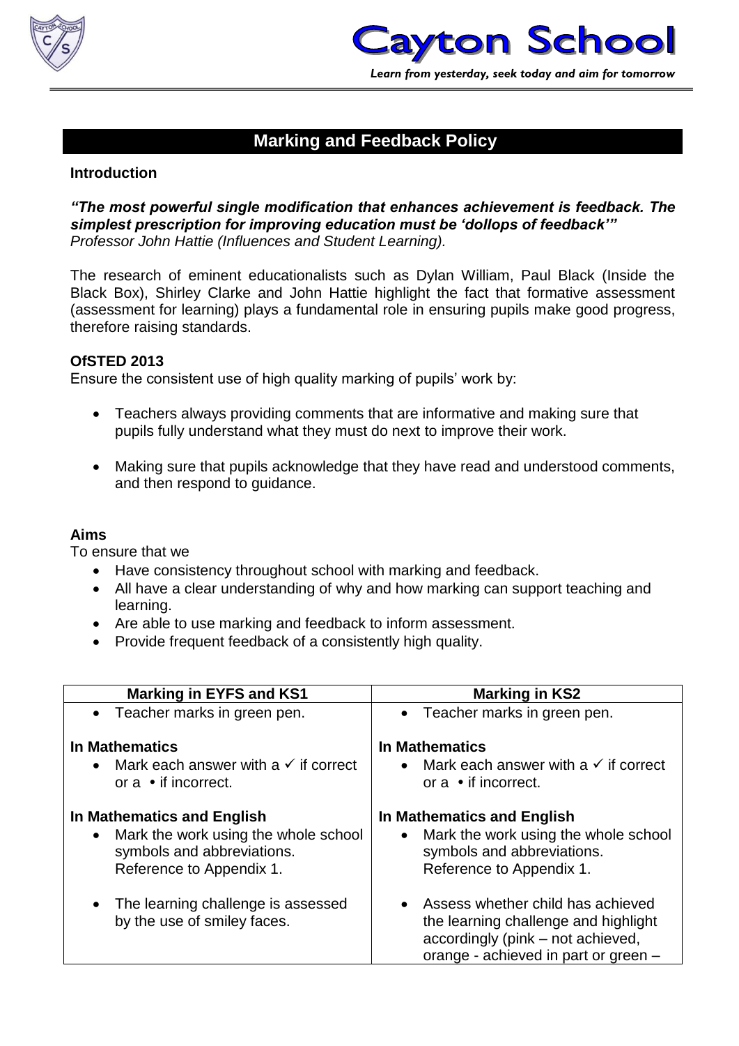# Cayton School

*Learn from yesterday, seek today and aim for tomorrow*

## Marking and Feedback Policy

### Introduction

***"The most powerful single modification that enhances achievement is feedback. The simplest prescription for improving education must be 'dollops of feedback'"***
*Professor John Hattie (Influences and Student Learning).*

The research of eminent educationalists such as Dylan William, Paul Black (Inside the Black Box), Shirley Clarke and John Hattie highlight the fact that formative assessment (assessment for learning) plays a fundamental role in ensuring pupils make good progress, therefore raising standards.

### OfSTED 2013

Ensure the consistent use of high quality marking of pupils' work by:

- Teachers always providing comments that are informative and making sure that pupils fully understand what they must do next to improve their work.
- Making sure that pupils acknowledge that they have read and understood comments, and then respond to guidance.

### Aims

To ensure that we

- Have consistency throughout school with marking and feedback.
- All have a clear understanding of why and how marking can support teaching and learning.
- Are able to use marking and feedback to inform assessment.
- Provide frequent feedback of a consistently high quality.

| Marking in EYFS and KS1 | Marking in KS2 |
|---|---|
| • Teacher marks in green pen.<br><br>**In Mathematics**<br>• Mark each answer with a ✓ if correct or a • if incorrect.<br><br>**In Mathematics and English**<br>• Mark the work using the whole school symbols and abbreviations. Reference to Appendix 1.<br><br>• The learning challenge is assessed by the use of smiley faces. | • Teacher marks in green pen.<br><br>**In Mathematics**<br>• Mark each answer with a ✓ if correct or a • if incorrect.<br><br>**In Mathematics and English**<br>• Mark the work using the whole school symbols and abbreviations. Reference to Appendix 1.<br><br>• Assess whether child has achieved the learning challenge and highlight accordingly (pink – not achieved, orange - achieved in part or green – |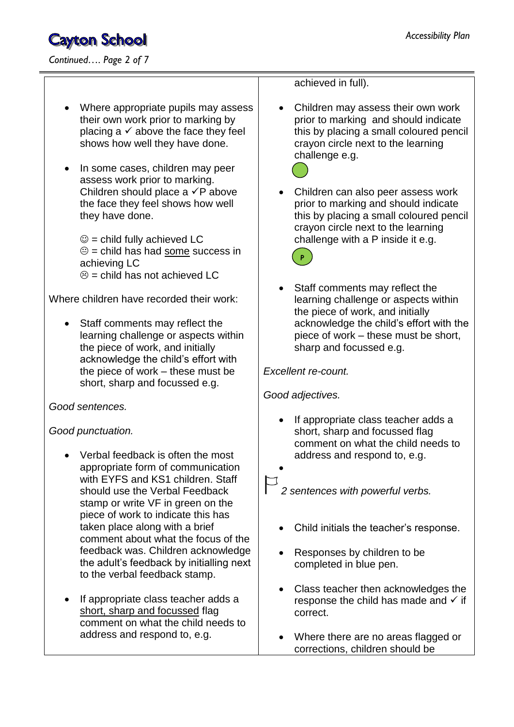| | |
|---|---|
| <ul><li>Where appropriate pupils may assess their own work prior to marking by placing a ✓ above the face they feel shows how well they have done.</li><li>In some cases, children may peer assess work prior to marking. Children should place a ✓P above the face they feel shows how well they have done.<br><br>☺ = child fully achieved LC<br>😐 = child has had <u>some</u> success in achieving LC<br>☹ = child has not achieved LC</li></ul>Where children have recorded their work:<ul><li>Staff comments may reflect the learning challenge or aspects within the piece of work, and initially acknowledge the child's effort with the piece of work – these must be short, sharp and focussed e.g.</li></ul>*Good sentences.*<br><br>*Good punctuation.*<ul><li>Verbal feedback is often the most appropriate form of communication with EYFS and KS1 children. Staff should use the Verbal Feedback stamp or write VF in green on the piece of work to indicate this has taken place along with a brief comment about what the focus of the feedback was. Children acknowledge the adult's feedback by initialling next to the verbal feedback stamp.</li><li>If appropriate class teacher adds a <u>short, sharp and focussed</u> flag comment on what the child needs to address and respond to, e.g.</li></ul> | achieved in full).<ul><li>Children may assess their own work prior to marking and should indicate this by placing a small coloured pencil crayon circle next to the learning challenge e.g.</li><li>Children can also peer assess work prior to marking and should indicate this by placing a small coloured pencil crayon circle next to the learning challenge with a P inside it e.g.<br>P</li><li>Staff comments may reflect the learning challenge or aspects within the piece of work, and initially acknowledge the child's effort with the piece of work – these must be short, sharp and focussed e.g.</li></ul>*Excellent re-count.*<br><br>*Good adjectives.*<ul><li>If appropriate class teacher adds a short, sharp and focussed flag comment on what the child needs to address and respond to, e.g.</li></ul>*2 sentences with powerful verbs.*<ul><li>Child initials the teacher's response.</li><li>Responses by children to be completed in blue pen.</li><li>Class teacher then acknowledges the response the child has made and ✓ if correct.</li><li>Where there are no areas flagged or corrections, children should be</li></ul> |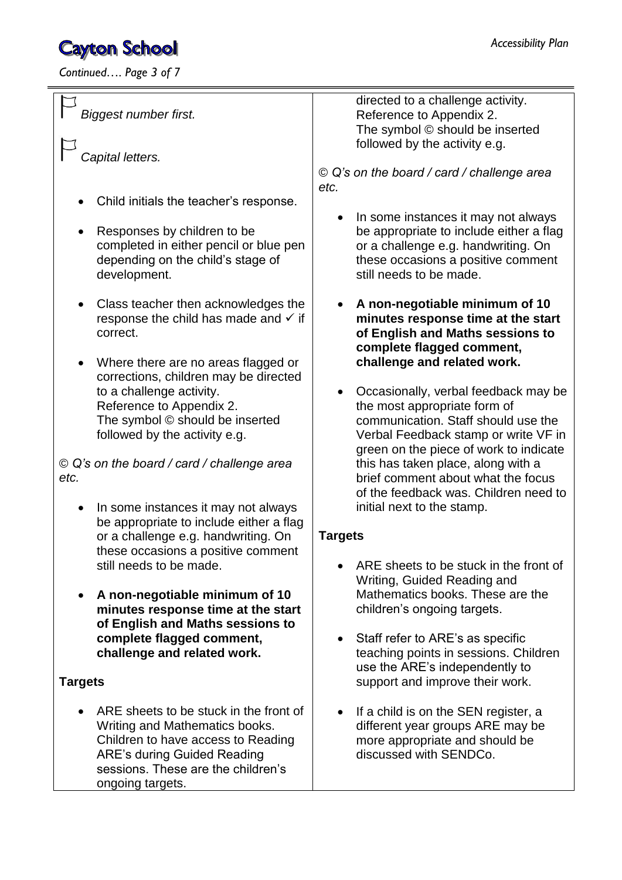🏳 *Biggest number first.*

🏳 *Capital letters.*

- Child initials the teacher's response.
- Responses by children to be completed in either pencil or blue pen depending on the child's stage of development.
- Class teacher then acknowledges the response the child has made and ✓ if correct.
- Where there are no areas flagged or corrections, children may be directed to a challenge activity.
  Reference to Appendix 2.
  The symbol © should be inserted followed by the activity e.g.

*© Q's on the board / card / challenge area etc.*

- In some instances it may not always be appropriate to include either a flag or a challenge e.g. handwriting. On these occasions a positive comment still needs to be made.
- **A non-negotiable minimum of 10 minutes response time at the start of English and Maths sessions to complete flagged comment, challenge and related work.**

**Targets**

- ARE sheets to be stuck in the front of Writing and Mathematics books. Children to have access to Reading ARE's during Guided Reading sessions. These are the children's ongoing targets.

directed to a challenge activity.
Reference to Appendix 2.
The symbol © should be inserted followed by the activity e.g.

*© Q's on the board / card / challenge area etc.*

- In some instances it may not always be appropriate to include either a flag or a challenge e.g. handwriting. On these occasions a positive comment still needs to be made.
- **A non-negotiable minimum of 10 minutes response time at the start of English and Maths sessions to complete flagged comment, challenge and related work.**
- Occasionally, verbal feedback may be the most appropriate form of communication. Staff should use the Verbal Feedback stamp or write VF in green on the piece of work to indicate this has taken place, along with a brief comment about what the focus of the feedback was. Children need to initial next to the stamp.

**Targets**

- ARE sheets to be stuck in the front of Writing, Guided Reading and Mathematics books. These are the children's ongoing targets.
- Staff refer to ARE's as specific teaching points in sessions. Children use the ARE's independently to support and improve their work.
- If a child is on the SEN register, a different year groups ARE may be more appropriate and should be discussed with SENDCo.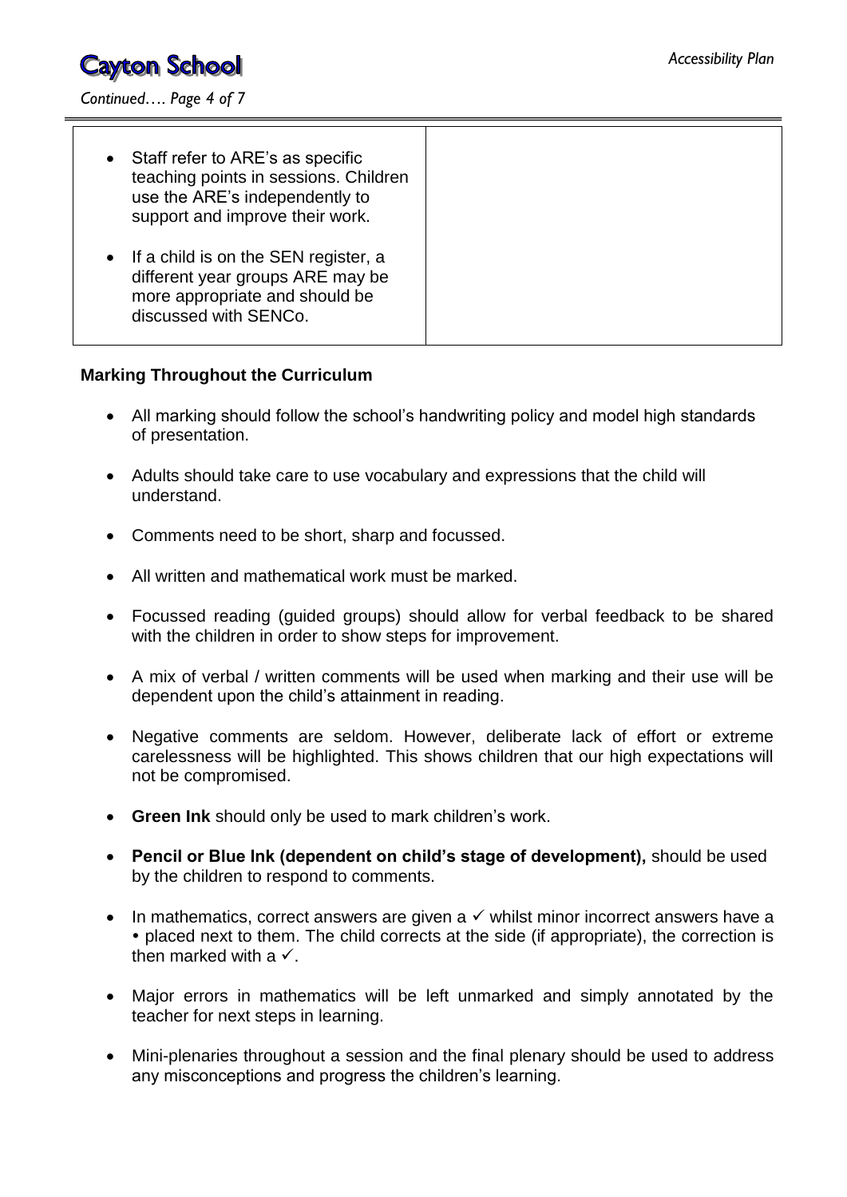| | |
|---|---|
| • Staff refer to ARE's as specific teaching points in sessions. Children use the ARE's independently to support and improve their work.<br><br>• If a child is on the SEN register, a different year groups ARE may be more appropriate and should be discussed with SENCo. | |

**Marking Throughout the Curriculum**

- All marking should follow the school's handwriting policy and model high standards of presentation.
- Adults should take care to use vocabulary and expressions that the child will understand.
- Comments need to be short, sharp and focussed.
- All written and mathematical work must be marked.
- Focussed reading (guided groups) should allow for verbal feedback to be shared with the children in order to show steps for improvement.
- A mix of verbal / written comments will be used when marking and their use will be dependent upon the child's attainment in reading.
- Negative comments are seldom. However, deliberate lack of effort or extreme carelessness will be highlighted. This shows children that our high expectations will not be compromised.
- **Green Ink** should only be used to mark children's work.
- **Pencil or Blue Ink (dependent on child's stage of development),** should be used by the children to respond to comments.
- In mathematics, correct answers are given a ✓ whilst minor incorrect answers have a • placed next to them. The child corrects at the side (if appropriate), the correction is then marked with a ✓.
- Major errors in mathematics will be left unmarked and simply annotated by the teacher for next steps in learning.
- Mini-plenaries throughout a session and the final plenary should be used to address any misconceptions and progress the children's learning.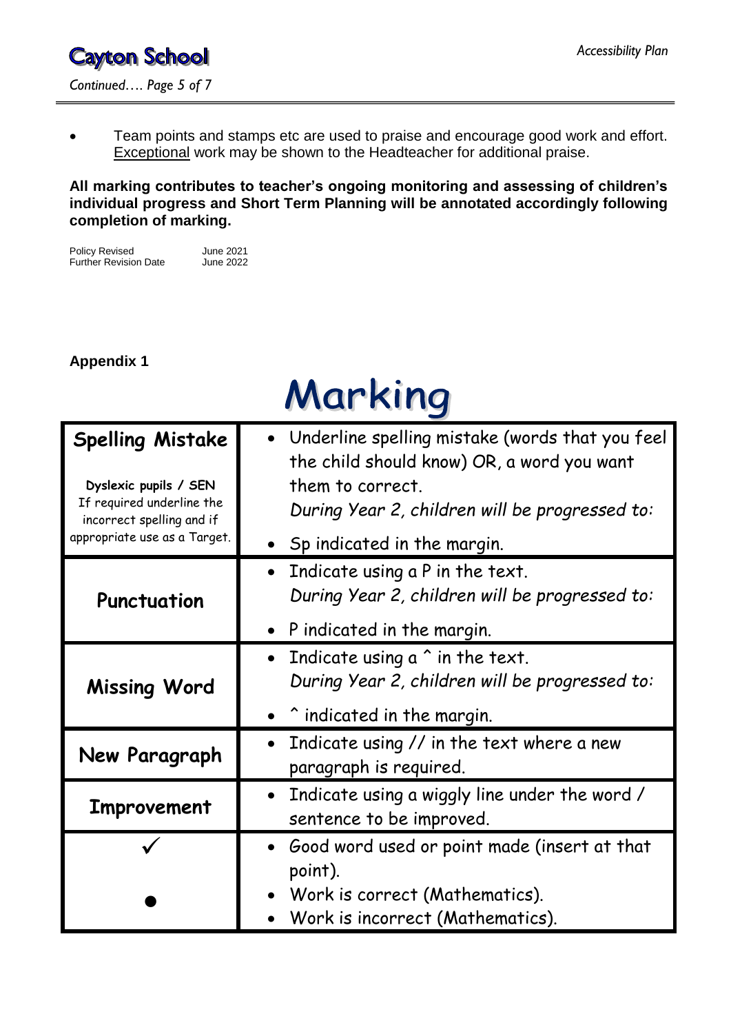- Team points and stamps etc are used to praise and encourage good work and effort. <u>Exceptional</u> work may be shown to the Headteacher for additional praise.

**All marking contributes to teacher's ongoing monitoring and assessing of children's individual progress and Short Term Planning will be annotated accordingly following completion of marking.**

Policy Revised June 2021
Further Revision Date June 2022

**Appendix 1**

# Marking

| | |
|---|---|
| **Spelling Mistake**<br><br>**Dyslexic pupils / SEN**<br>If required underline the incorrect spelling and if appropriate use as a Target. | • Underline spelling mistake (words that you feel the child should know) OR, a word you want them to correct.<br>*During Year 2, children will be progressed to:*<br>• Sp indicated in the margin. |
| **Punctuation** | • Indicate using a P in the text.<br>*During Year 2, children will be progressed to:*<br>• P indicated in the margin. |
| **Missing Word** | • Indicate using a ^ in the text.<br>*During Year 2, children will be progressed to:*<br>• ^ indicated in the margin. |
| **New Paragraph** | • Indicate using // in the text where a new paragraph is required. |
| **Improvement** | • Indicate using a wiggly line under the word / sentence to be improved. |
| ✓<br><br>● | • Good word used or point made (insert at that point).<br>• Work is correct (Mathematics).<br>• Work is incorrect (Mathematics). |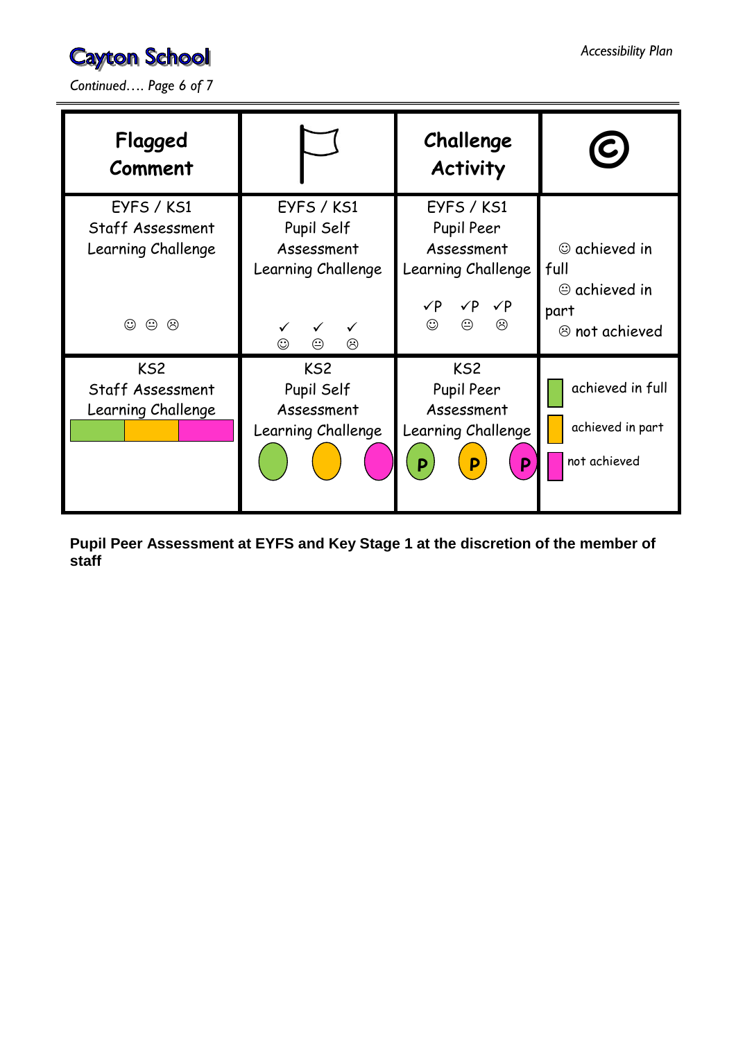| Flagged Comment | 🏳 | Challenge Activity | © |
|---|---|---|---|
| EYFS / KS1 Staff Assessment Learning Challenge ☺ 😐 ☹ | EYFS / KS1 Pupil Self Assessment Learning Challenge ✓☺ ✓😐 ✓☹ | EYFS / KS1 Pupil Peer Assessment Learning Challenge ✓P☺ ✓P😐 ✓P☹ | ☺ achieved in full 😐 achieved in part ☹ not achieved |
| KS2 Staff Assessment Learning Challenge (green / amber / pink bar) | KS2 Pupil Self Assessment Learning Challenge (green / amber / pink circles) | KS2 Pupil Peer Assessment Learning Challenge P (green) P (amber) P (pink) | green: achieved in full; amber: achieved in part; pink: not achieved |

**Pupil Peer Assessment at EYFS and Key Stage 1 at the discretion of the member of staff**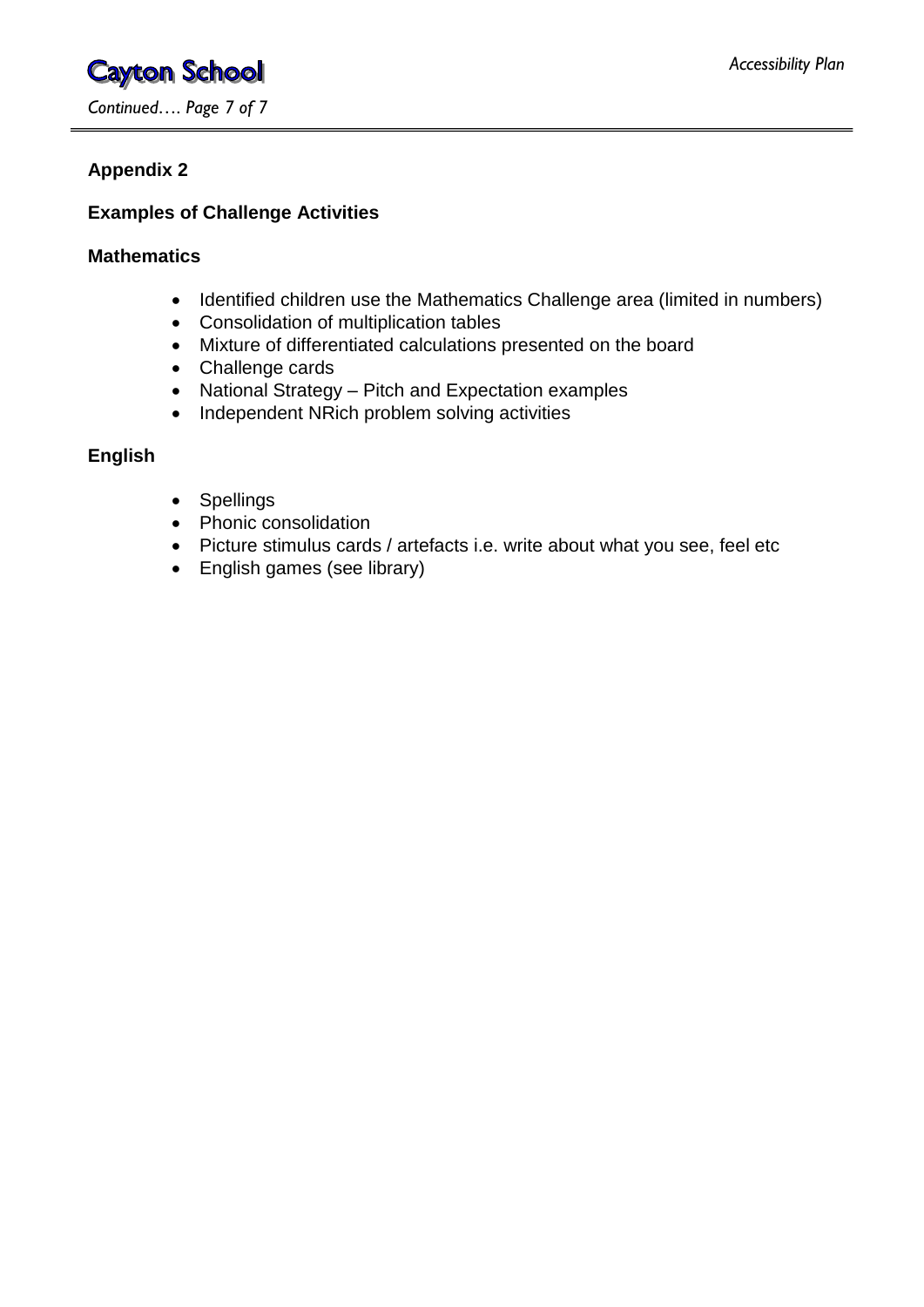## Appendix 2

### Examples of Challenge Activities

### Mathematics

- Identified children use the Mathematics Challenge area (limited in numbers)
- Consolidation of multiplication tables
- Mixture of differentiated calculations presented on the board
- Challenge cards
- National Strategy – Pitch and Expectation examples
- Independent NRich problem solving activities

### English

- Spellings
- Phonic consolidation
- Picture stimulus cards / artefacts i.e. write about what you see, feel etc
- English games (see library)